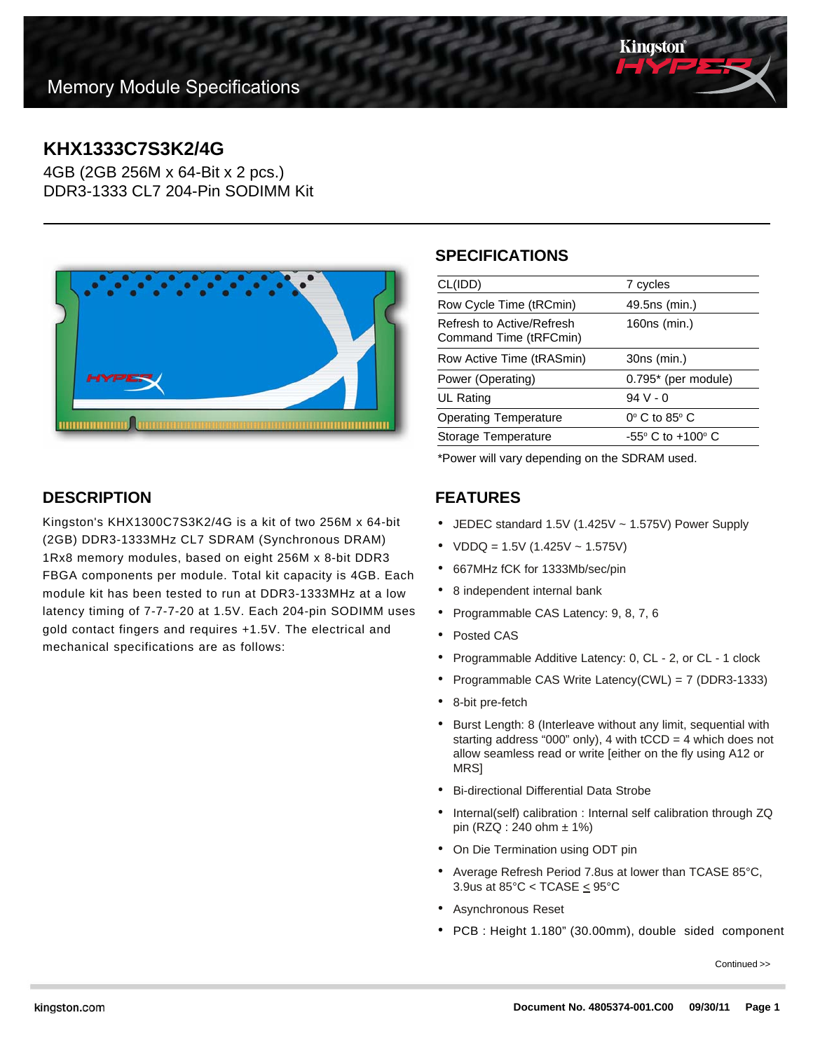Memory Module Specifications

# KHX1333C7S3K2/4G

4GB (2GB 256M x 64-Bit x 2 pcs.)
DDR3-1333 CL7 204-Pin SODIMM Kit

## SPECIFICATIONS

| | |
|---|---|
| CL(IDD) | 7 cycles |
| Row Cycle Time (tRCmin) | 49.5ns (min.) |
| Refresh to Active/Refresh Command Time (tRFCmin) | 160ns (min.) |
| Row Active Time (tRASmin) | 30ns (min.) |
| Power (Operating) | 0.795* (per module) |
| UL Rating | 94 V - 0 |
| Operating Temperature | 0° C to 85° C |
| Storage Temperature | -55° C to +100° C |

*Power will vary depending on the SDRAM used.

## DESCRIPTION

Kingston's KHX1300C7S3K2/4G is a kit of two 256M x 64-bit (2GB) DDR3-1333MHz CL7 SDRAM (Synchronous DRAM) 1Rx8 memory modules, based on eight 256M x 8-bit DDR3 FBGA components per module. Total kit capacity is 4GB. Each module kit has been tested to run at DDR3-1333MHz at a low latency timing of 7-7-7-20 at 1.5V. Each 204-pin SODIMM uses gold contact fingers and requires +1.5V. The electrical and mechanical specifications are as follows:

## FEATURES

- JEDEC standard 1.5V (1.425V ~ 1.575V) Power Supply
- VDDQ = 1.5V (1.425V ~ 1.575V)
- 667MHz fCK for 1333Mb/sec/pin
- 8 independent internal bank
- Programmable CAS Latency: 9, 8, 7, 6
- Posted CAS
- Programmable Additive Latency: 0, CL - 2, or CL - 1 clock
- Programmable CAS Write Latency(CWL) = 7 (DDR3-1333)
- 8-bit pre-fetch
- Burst Length: 8 (Interleave without any limit, sequential with starting address "000" only), 4 with tCCD = 4 which does not allow seamless read or write [either on the fly using A12 or MRS]
- Bi-directional Differential Data Strobe
- Internal(self) calibration : Internal self calibration through ZQ pin (RZQ : 240 ohm ± 1%)
- On Die Termination using ODT pin
- Average Refresh Period 7.8us at lower than TCASE 85°C, 3.9us at 85°C < TCASE ≤ 95°C
- Asynchronous Reset
- PCB : Height 1.180" (30.00mm), double sided component

Continued >>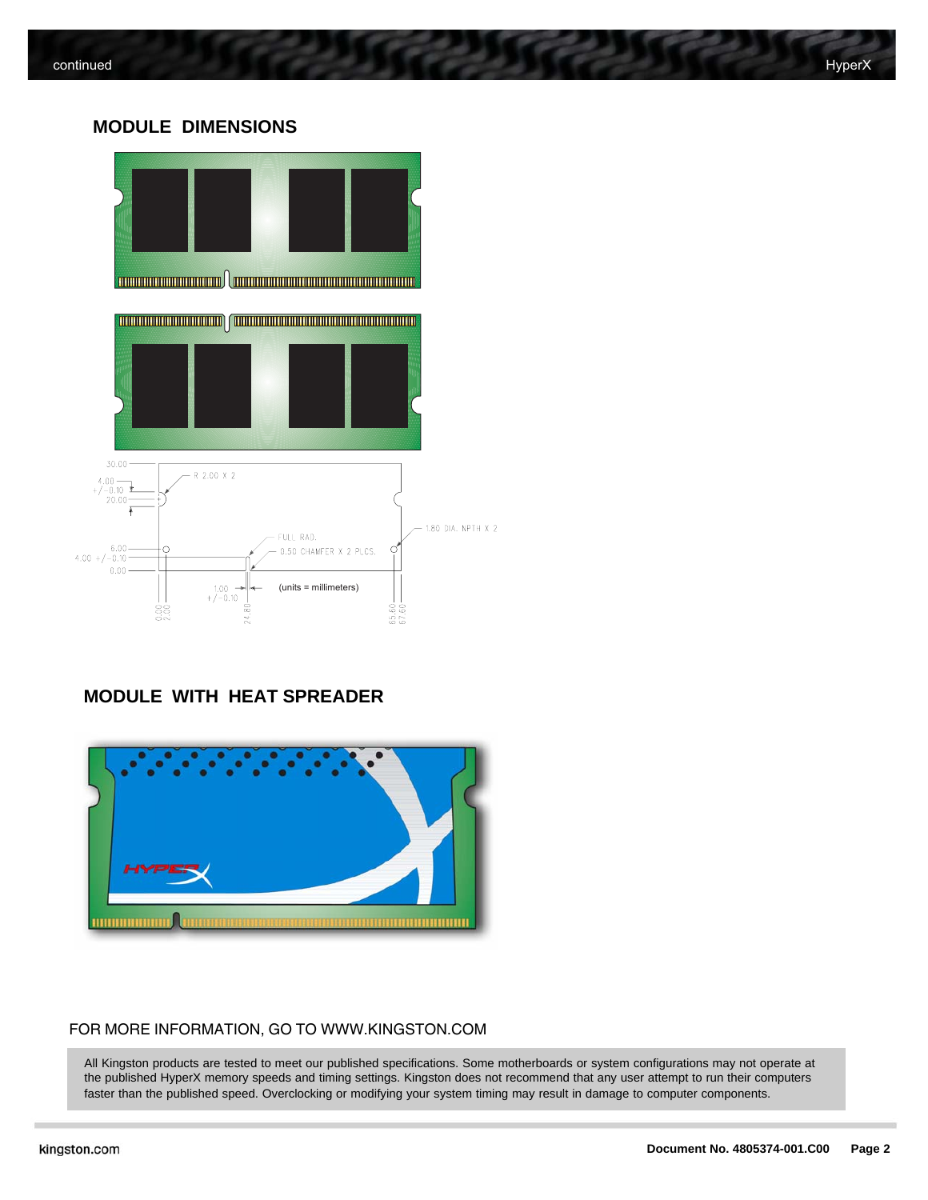## MODULE DIMENSIONS

30.00

R 2.00 X 2

4.00 +/-0.10

20.00

1.80 DIA. NPTH X 2

FULL RAD.

6.00

0.50 CHAMFER X 2 PLCS.

4.00 +/-0.10

0.00

1.00 +/-0.10

(units = millimeters)

0.00

2.00

24.80

65.60

67.60

## MODULE WITH HEAT SPREADER

FOR MORE INFORMATION, GO TO WWW.KINGSTON.COM

All Kingston products are tested to meet our published specifications. Some motherboards or system configurations may not operate at the published HyperX memory speeds and timing settings. Kingston does not recommend that any user attempt to run their computers faster than the published speed. Overclocking or modifying your system timing may result in damage to computer components.

kingston.com

Document No. 4805374-001.C00